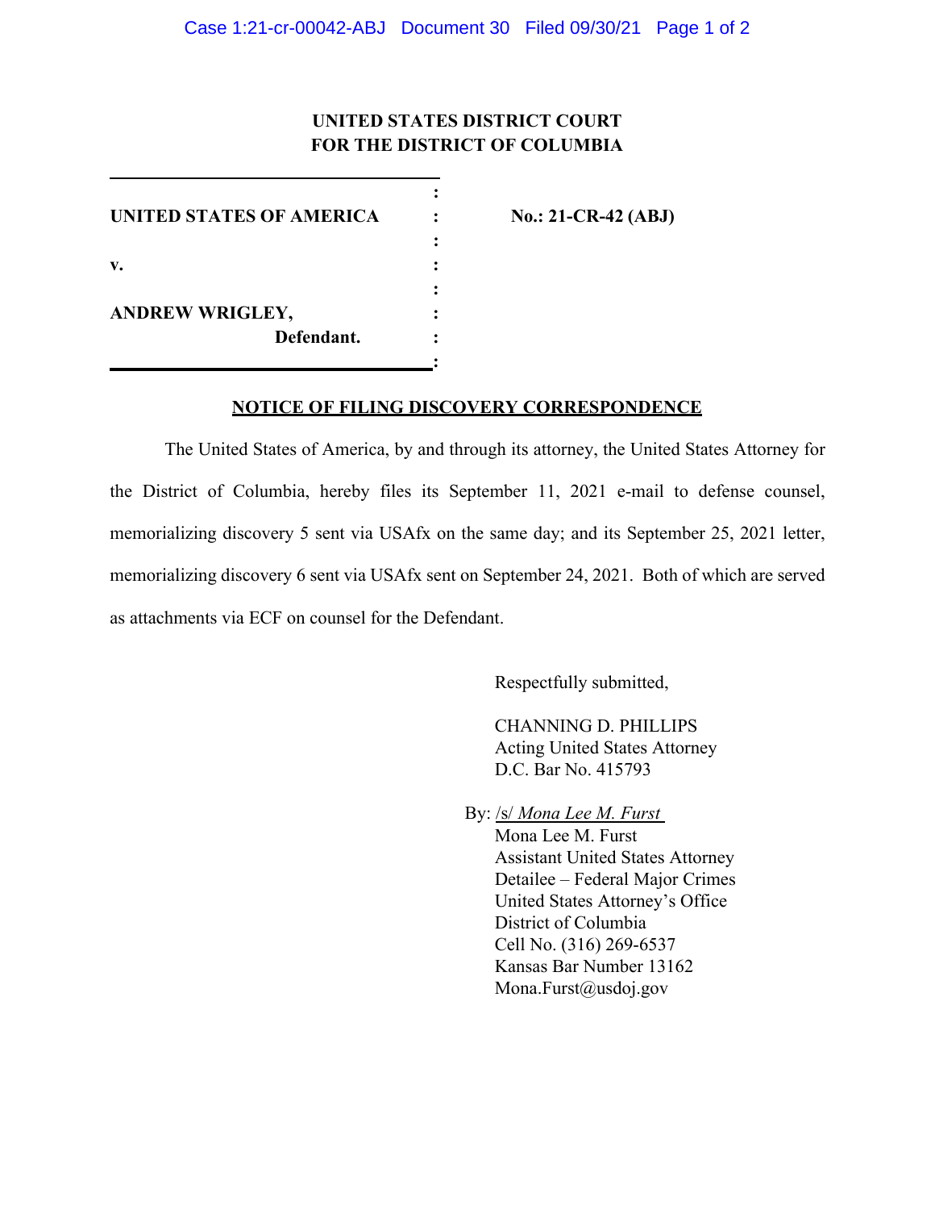**UNITED STATES DISTRICT COURT**
**FOR THE DISTRICT OF COLUMBIA**

| | | |
|---|---|---|
| **UNITED STATES OF AMERICA** | : | **No.: 21-CR-42 (ABJ)** |
| **v.** | : | |
| **ANDREW WRIGLEY,** | : | |
| **Defendant.** | : | |

**NOTICE OF FILING DISCOVERY CORRESPONDENCE**

The United States of America, by and through its attorney, the United States Attorney for the District of Columbia, hereby files its September 11, 2021 e-mail to defense counsel, memorializing discovery 5 sent via USAfx on the same day; and its September 25, 2021 letter, memorializing discovery 6 sent via USAfx sent on September 24, 2021. Both of which are served as attachments via ECF on counsel for the Defendant.

Respectfully submitted,

CHANNING D. PHILLIPS
Acting United States Attorney
D.C. Bar No. 415793

By: /s/ *Mona Lee M. Furst*
Mona Lee M. Furst
Assistant United States Attorney
Detailee – Federal Major Crimes
United States Attorney's Office
District of Columbia
Cell No. (316) 269-6537
Kansas Bar Number 13162
Mona.Furst@usdoj.gov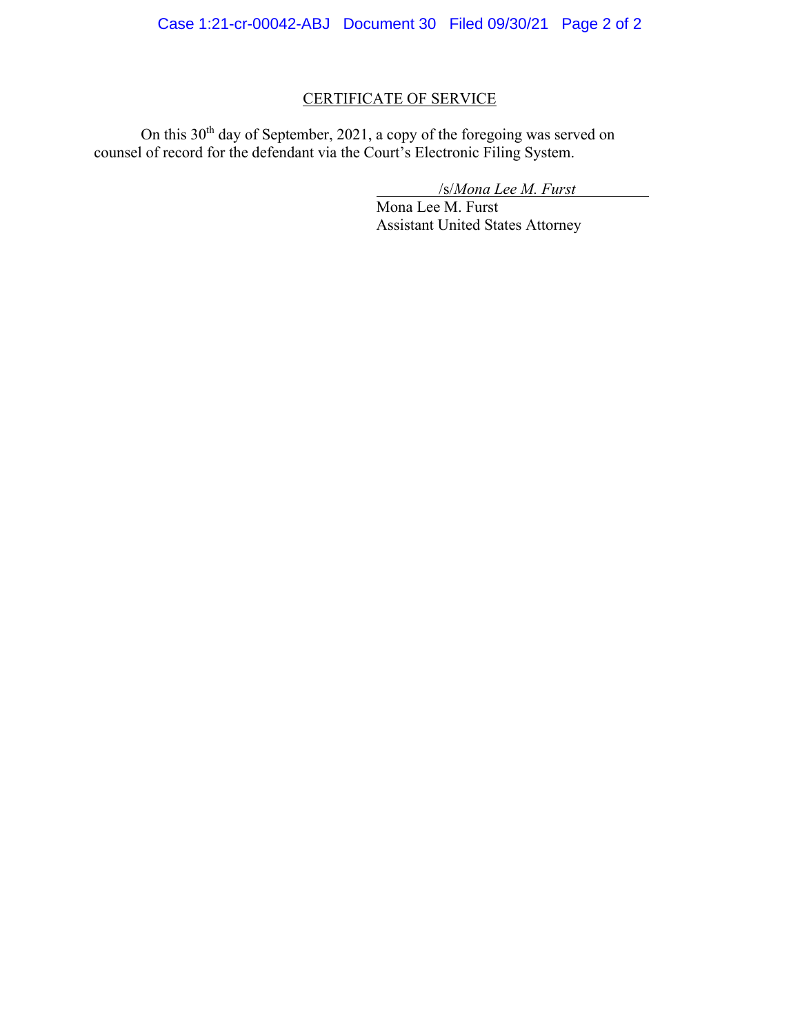## CERTIFICATE OF SERVICE

On this 30th day of September, 2021, a copy of the foregoing was served on counsel of record for the defendant via the Court's Electronic Filing System.

/s/*Mona Lee M. Furst*
Mona Lee M. Furst
Assistant United States Attorney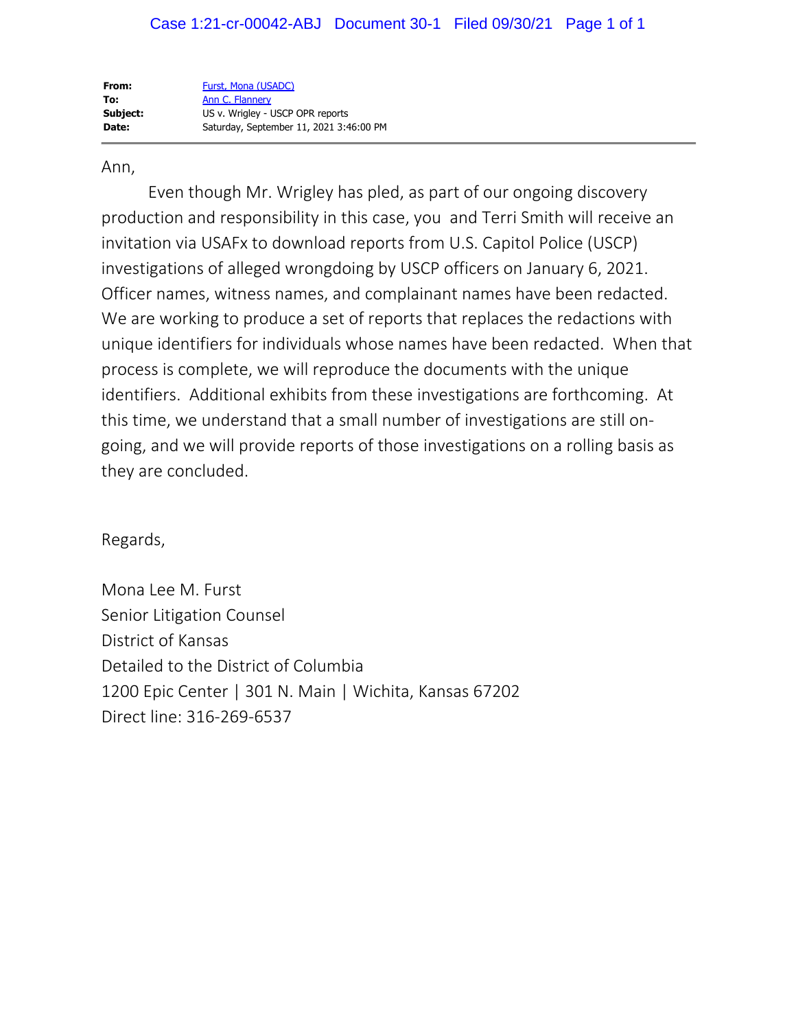| | |
|---|---|
| **From:** | Furst, Mona (USADC) |
| **To:** | Ann C. Flannery |
| **Subject:** | US v. Wrigley - USCP OPR reports |
| **Date:** | Saturday, September 11, 2021 3:46:00 PM |

---

Ann,

Even though Mr. Wrigley has pled, as part of our ongoing discovery production and responsibility in this case, you and Terri Smith will receive an invitation via USAFx to download reports from U.S. Capitol Police (USCP) investigations of alleged wrongdoing by USCP officers on January 6, 2021. Officer names, witness names, and complainant names have been redacted. We are working to produce a set of reports that replaces the redactions with unique identifiers for individuals whose names have been redacted. When that process is complete, we will reproduce the documents with the unique identifiers. Additional exhibits from these investigations are forthcoming. At this time, we understand that a small number of investigations are still on-going, and we will provide reports of those investigations on a rolling basis as they are concluded.

Regards,

Mona Lee M. Furst
Senior Litigation Counsel
District of Kansas
Detailed to the District of Columbia
1200 Epic Center | 301 N. Main | Wichita, Kansas 67202
Direct line: 316-269-6537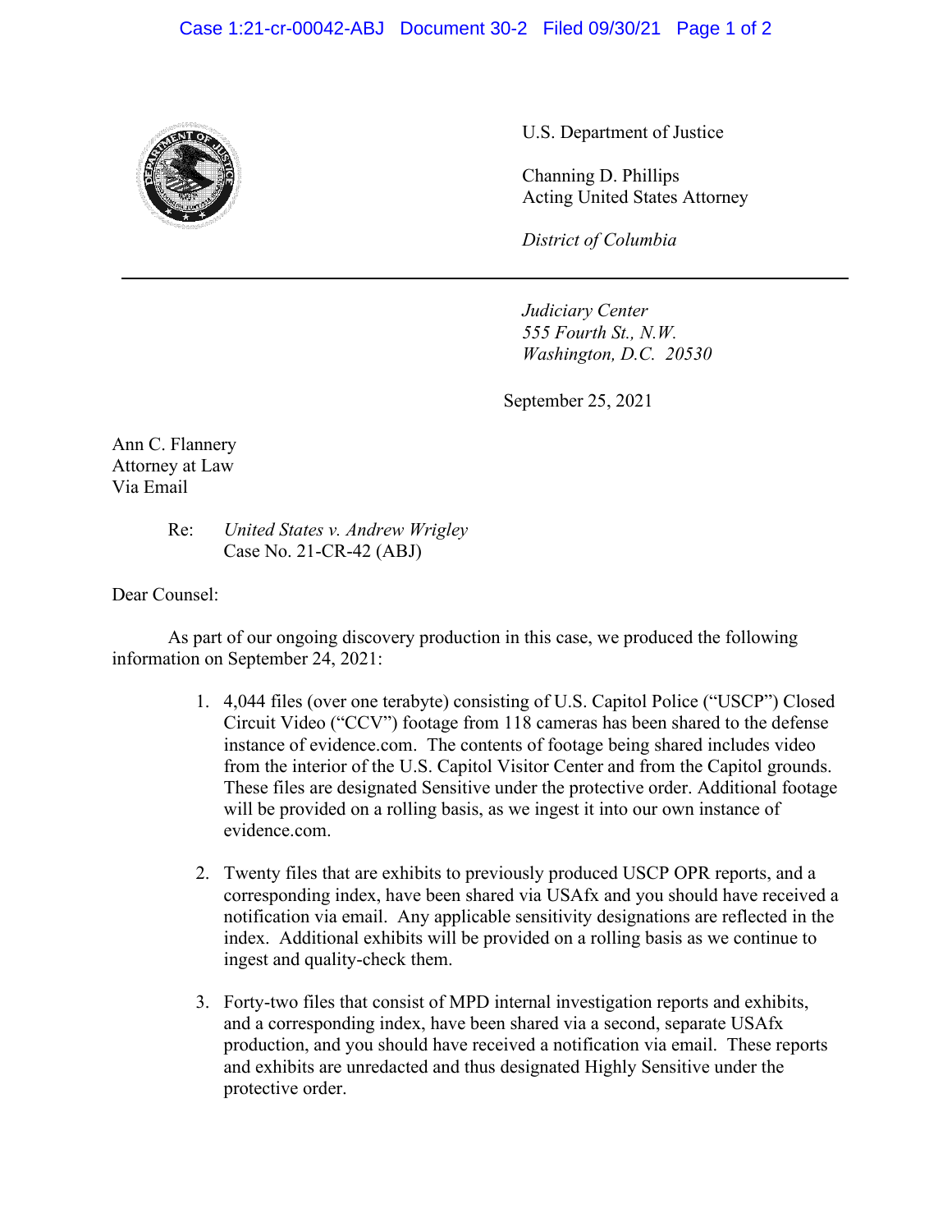U.S. Department of Justice

Channing D. Phillips
Acting United States Attorney

*District of Columbia*

---

*Judiciary Center*
*555 Fourth St., N.W.*
*Washington, D.C. 20530*

September 25, 2021

Ann C. Flannery
Attorney at Law
Via Email

Re: *United States v. Andrew Wrigley*
Case No. 21-CR-42 (ABJ)

Dear Counsel:

As part of our ongoing discovery production in this case, we produced the following information on September 24, 2021:

1. 4,044 files (over one terabyte) consisting of U.S. Capitol Police ("USCP") Closed Circuit Video ("CCV") footage from 118 cameras has been shared to the defense instance of evidence.com. The contents of footage being shared includes video from the interior of the U.S. Capitol Visitor Center and from the Capitol grounds. These files are designated Sensitive under the protective order. Additional footage will be provided on a rolling basis, as we ingest it into our own instance of evidence.com.

2. Twenty files that are exhibits to previously produced USCP OPR reports, and a corresponding index, have been shared via USAfx and you should have received a notification via email. Any applicable sensitivity designations are reflected in the index. Additional exhibits will be provided on a rolling basis as we continue to ingest and quality-check them.

3. Forty-two files that consist of MPD internal investigation reports and exhibits, and a corresponding index, have been shared via a second, separate USAfx production, and you should have received a notification via email. These reports and exhibits are unredacted and thus designated Highly Sensitive under the protective order.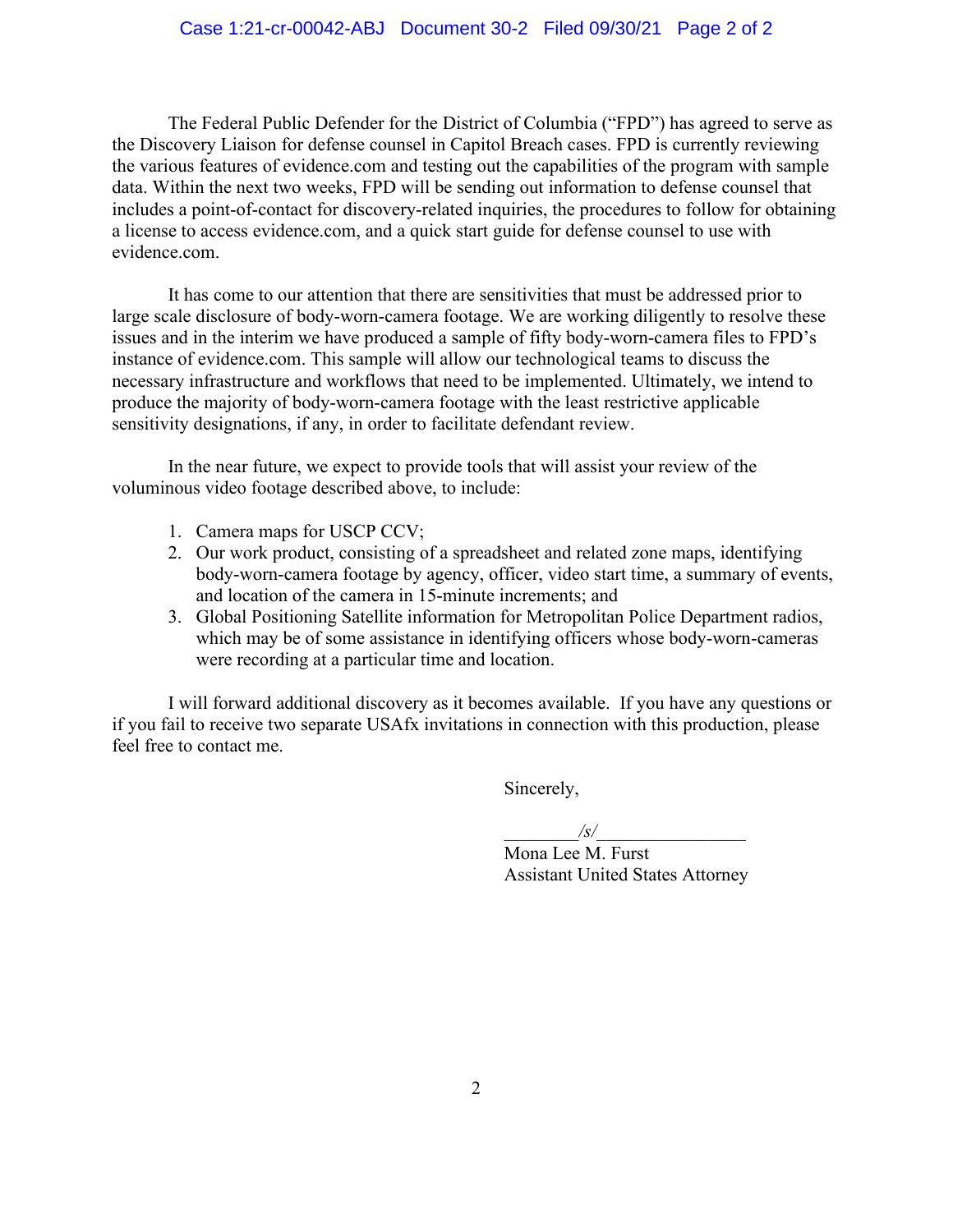The Federal Public Defender for the District of Columbia (“FPD”) has agreed to serve as the Discovery Liaison for defense counsel in Capitol Breach cases. FPD is currently reviewing the various features of evidence.com and testing out the capabilities of the program with sample data. Within the next two weeks, FPD will be sending out information to defense counsel that includes a point-of-contact for discovery-related inquiries, the procedures to follow for obtaining a license to access evidence.com, and a quick start guide for defense counsel to use with evidence.com.

It has come to our attention that there are sensitivities that must be addressed prior to large scale disclosure of body-worn-camera footage. We are working diligently to resolve these issues and in the interim we have produced a sample of fifty body-worn-camera files to FPD’s instance of evidence.com. This sample will allow our technological teams to discuss the necessary infrastructure and workflows that need to be implemented. Ultimately, we intend to produce the majority of body-worn-camera footage with the least restrictive applicable sensitivity designations, if any, in order to facilitate defendant review.

In the near future, we expect to provide tools that will assist your review of the voluminous video footage described above, to include:

1. Camera maps for USCP CCV;
2. Our work product, consisting of a spreadsheet and related zone maps, identifying body-worn-camera footage by agency, officer, video start time, a summary of events, and location of the camera in 15-minute increments; and
3. Global Positioning Satellite information for Metropolitan Police Department radios, which may be of some assistance in identifying officers whose body-worn-cameras were recording at a particular time and location.

I will forward additional discovery as it becomes available. If you have any questions or if you fail to receive two separate USAfx invitations in connection with this production, please feel free to contact me.

Sincerely,

*/s/*
Mona Lee M. Furst
Assistant United States Attorney